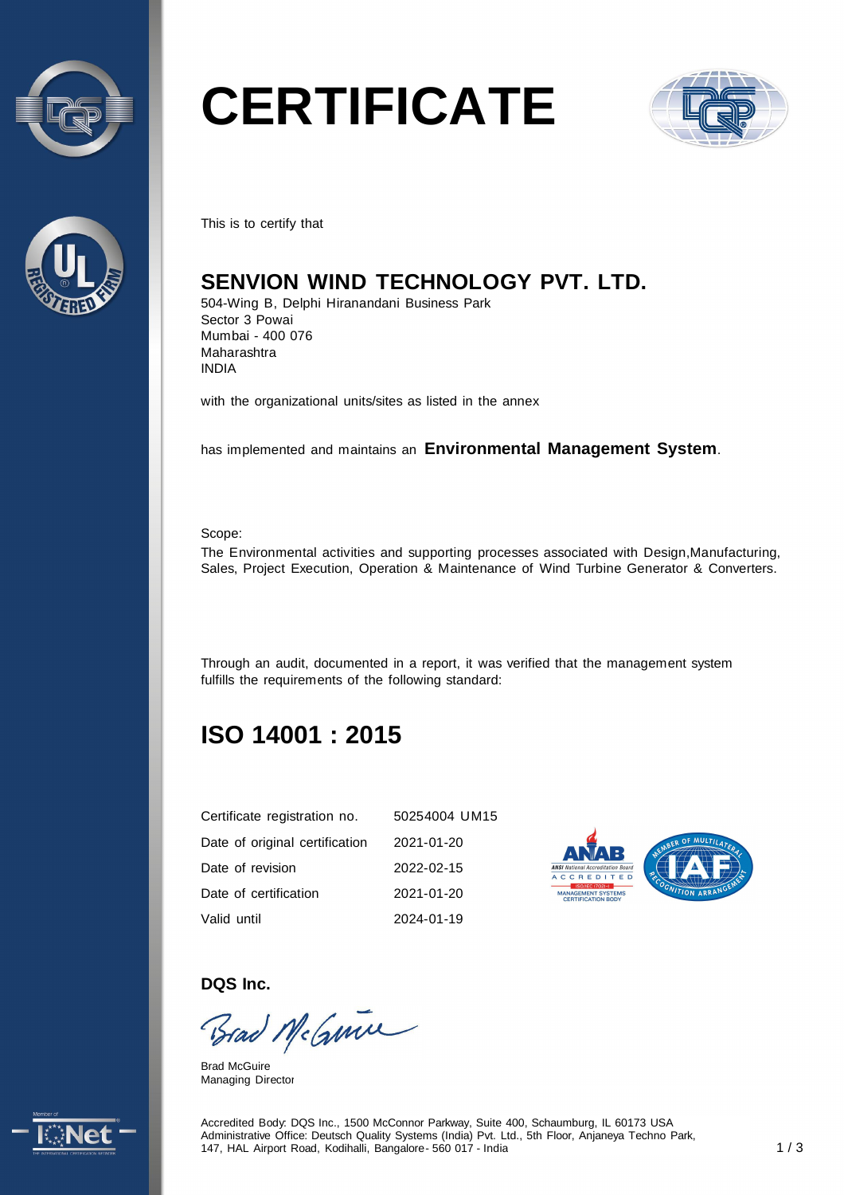# CERTIFICATE

This is to certify that

## SENVION WIND TECHNOLOGY PVT. LTD.

504-Wing B, Delphi Hiranandani Business Park
Sector 3 Powai
Mumbai - 400 076
Maharashtra
INDIA

with the organizational units/sites as listed in the annex

has implemented and maintains an **Environmental Management System**.

Scope:
The Environmental activities and supporting processes associated with Design,Manufacturing, Sales, Project Execution, Operation & Maintenance of Wind Turbine Generator & Converters.

Through an audit, documented in a report, it was verified that the management system fulfills the requirements of the following standard:

## ISO 14001 : 2015

| | |
|---|---|
| Certificate registration no. | 50254004 UM15 |
| Date of original certification | 2021-01-20 |
| Date of revision | 2022-02-15 |
| Date of certification | 2021-01-20 |
| Valid until | 2024-01-19 |

**DQS Inc.**

Brad McGuire
Managing Director

Accredited Body: DQS Inc., 1500 McConnor Parkway, Suite 400, Schaumburg, IL 60173 USA
Administrative Office: Deutsch Quality Systems (India) Pvt. Ltd., 5th Floor, Anjaneya Techno Park, 147, HAL Airport Road, Kodihalli, Bangalore- 560 017 - India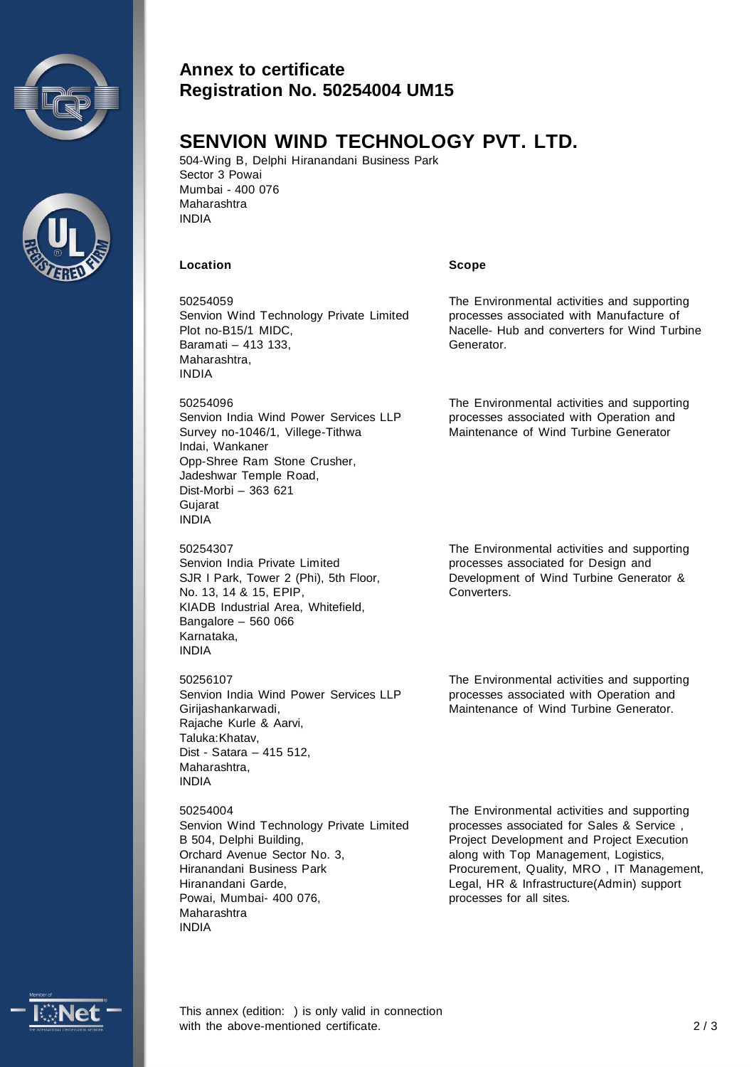**Annex to certificate**
**Registration No. 50254004 UM15**

# SENVION WIND TECHNOLOGY PVT. LTD.

504-Wing B, Delphi Hiranandani Business Park
Sector 3 Powai
Mumbai - 400 076
Maharashtra
INDIA

| Location | Scope |
|---|---|
| 50254059<br>Senvion Wind Technology Private Limited<br>Plot no-B15/1 MIDC,<br>Baramati – 413 133,<br>Maharashtra,<br>INDIA | The Environmental activities and supporting processes associated with Manufacture of Nacelle- Hub and converters for Wind Turbine Generator. |
| 50254096<br>Senvion India Wind Power Services LLP<br>Survey no-1046/1, Villege-Tithwa<br>Indai, Wankaner<br>Opp-Shree Ram Stone Crusher,<br>Jadeshwar Temple Road,<br>Dist-Morbi – 363 621<br>Gujarat<br>INDIA | The Environmental activities and supporting processes associated with Operation and Maintenance of Wind Turbine Generator |
| 50254307<br>Senvion India Private Limited<br>SJR I Park, Tower 2 (Phi), 5th Floor,<br>No. 13, 14 & 15, EPIP,<br>KIADB Industrial Area, Whitefield,<br>Bangalore – 560 066<br>Karnataka,<br>INDIA | The Environmental activities and supporting processes associated for Design and Development of Wind Turbine Generator & Converters. |
| 50256107<br>Senvion India Wind Power Services LLP<br>Girijashankarwadi,<br>Rajache Kurle & Aarvi,<br>Taluka:Khatav,<br>Dist - Satara – 415 512,<br>Maharashtra,<br>INDIA | The Environmental activities and supporting processes associated with Operation and Maintenance of Wind Turbine Generator. |
| 50254004<br>Senvion Wind Technology Private Limited<br>B 504, Delphi Building,<br>Orchard Avenue Sector No. 3,<br>Hiranandani Business Park<br>Hiranandani Garde,<br>Powai, Mumbai- 400 076,<br>Maharashtra<br>INDIA | The Environmental activities and supporting processes associated for Sales & Service , Project Development and Project Execution along with Top Management, Logistics, Procurement, Quality, MRO , IT Management, Legal, HR & Infrastructure(Admin) support processes for all sites. |

This annex (edition: ) is only valid in connection with the above-mentioned certificate.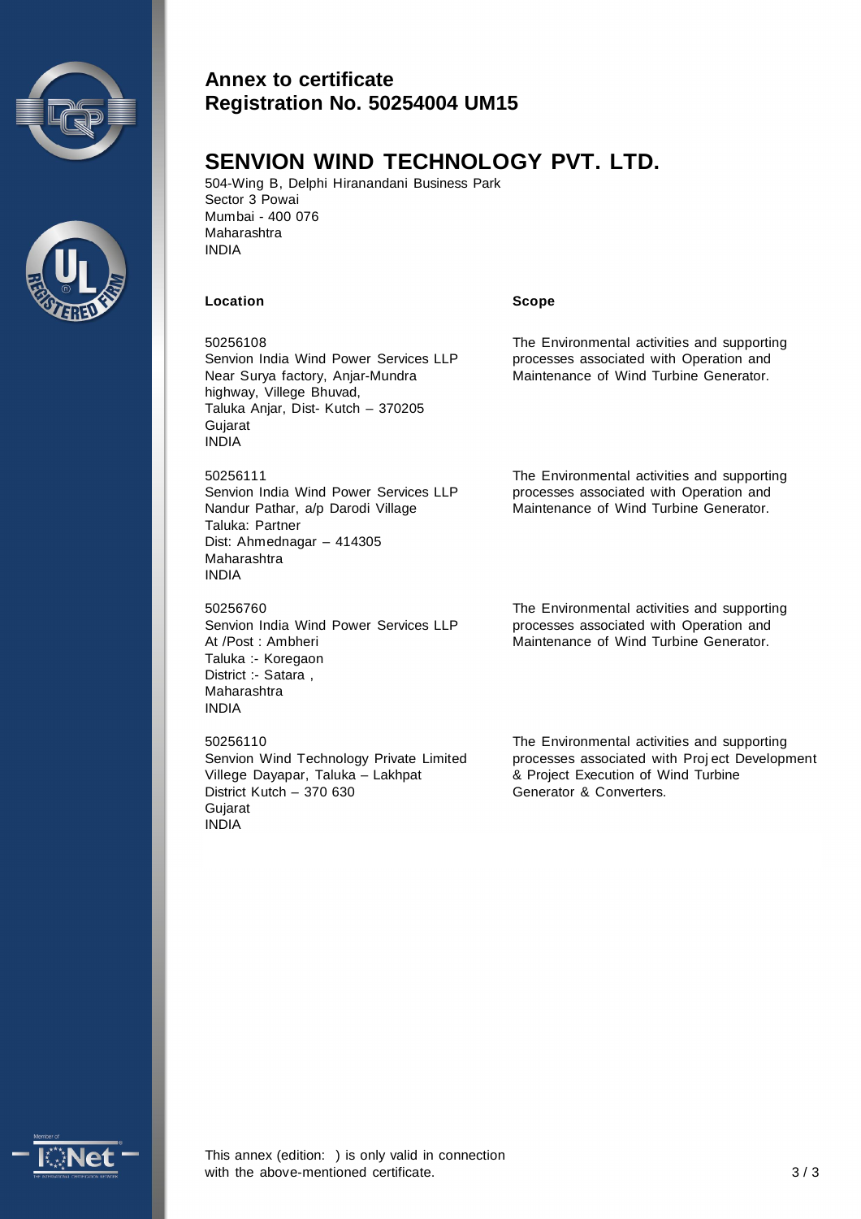## Annex to certificate
## Registration No. 50254004 UM15

# SENVION WIND TECHNOLOGY PVT. LTD.

504-Wing B, Delphi Hiranandani Business Park
Sector 3 Powai
Mumbai - 400 076
Maharashtra
INDIA

| Location | Scope |
|---|---|
| 50256108<br>Senvion India Wind Power Services LLP<br>Near Surya factory, Anjar-Mundra highway, Villege Bhuvad,<br>Taluka Anjar, Dist- Kutch – 370205<br>Gujarat<br>INDIA | The Environmental activities and supporting processes associated with Operation and Maintenance of Wind Turbine Generator. |
| 50256111<br>Senvion India Wind Power Services LLP<br>Nandur Pathar, a/p Darodi Village<br>Taluka: Partner<br>Dist: Ahmednagar – 414305<br>Maharashtra<br>INDIA | The Environmental activities and supporting processes associated with Operation and Maintenance of Wind Turbine Generator. |
| 50256760<br>Senvion India Wind Power Services LLP<br>At /Post : Ambheri<br>Taluka :- Koregaon<br>District :- Satara ,<br>Maharashtra<br>INDIA | The Environmental activities and supporting processes associated with Operation and Maintenance of Wind Turbine Generator. |
| 50256110<br>Senvion Wind Technology Private Limited<br>Villege Dayapar, Taluka – Lakhpat<br>District Kutch – 370 630<br>Gujarat<br>INDIA | The Environmental activities and supporting processes associated with Project Development & Project Execution of Wind Turbine Generator & Converters. |

This annex (edition: ) is only valid in connection with the above-mentioned certificate.